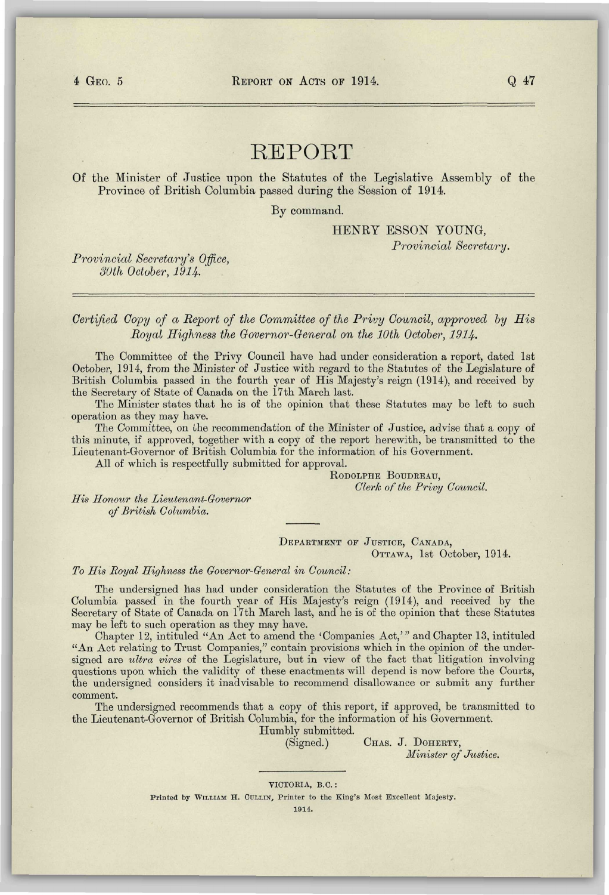# REPORT

Of the Minister of Justice upon the Statutes of the Legislative Assembly of the Province of British Columbia passed during the Session of 1914.

By command.

HENRY ESSON YOUNG,
*Provincial Secretary.*

*Provincial Secretary's Office,*
*30th October, 1914.*

---

*Certified Copy of a Report of the Committee of the Privy Council, approved by His Royal Highness the Governor-General on the 10th October, 1914.*

The Committee of the Privy Council have had under consideration a report, dated 1st October, 1914, from the Minister of Justice with regard to the Statutes of the Legislature of British Columbia passed in the fourth year of His Majesty's reign (1914), and received by the Secretary of State of Canada on the 17th March last.

The Minister states that he is of the opinion that these Statutes may be left to such operation as they may have.

The Committee, on the recommendation of the Minister of Justice, advise that a copy of this minute, if approved, together with a copy of the report herewith, be transmitted to the Lieutenant-Governor of British Columbia for the information of his Government.

All of which is respectfully submitted for approval.

RODOLPHE BOUDREAU,
*Clerk of the Privy Council.*

*His Honour the Lieutenant-Governor of British Columbia.*

---

DEPARTMENT OF JUSTICE, CANADA,
OTTAWA, 1st October, 1914.

*To His Royal Highness the Governor-General in Council:*

The undersigned has had under consideration the Statutes of the Province of British Columbia passed in the fourth year of His Majesty's reign (1914), and received by the Secretary of State of Canada on 17th March last, and he is of the opinion that these Statutes may be left to such operation as they may have.

Chapter 12, intituled "An Act to amend the 'Companies Act,'" and Chapter 13, intituled "An Act relating to Trust Companies," contain provisions which in the opinion of the undersigned are *ultra vires* of the Legislature, but in view of the fact that litigation involving questions upon which the validity of these enactments will depend is now before the Courts, the undersigned considers it inadvisable to recommend disallowance or submit any further comment.

The undersigned recommends that a copy of this report, if approved, be transmitted to the Lieutenant-Governor of British Columbia, for the information of his Government.

Humbly submitted.

(Signed.) CHAS. J. DOHERTY,
*Minister of Justice.*

---

VICTORIA, B.C.:
Printed by WILLIAM H. CULLIN, Printer to the King's Most Excellent Majesty.
1914.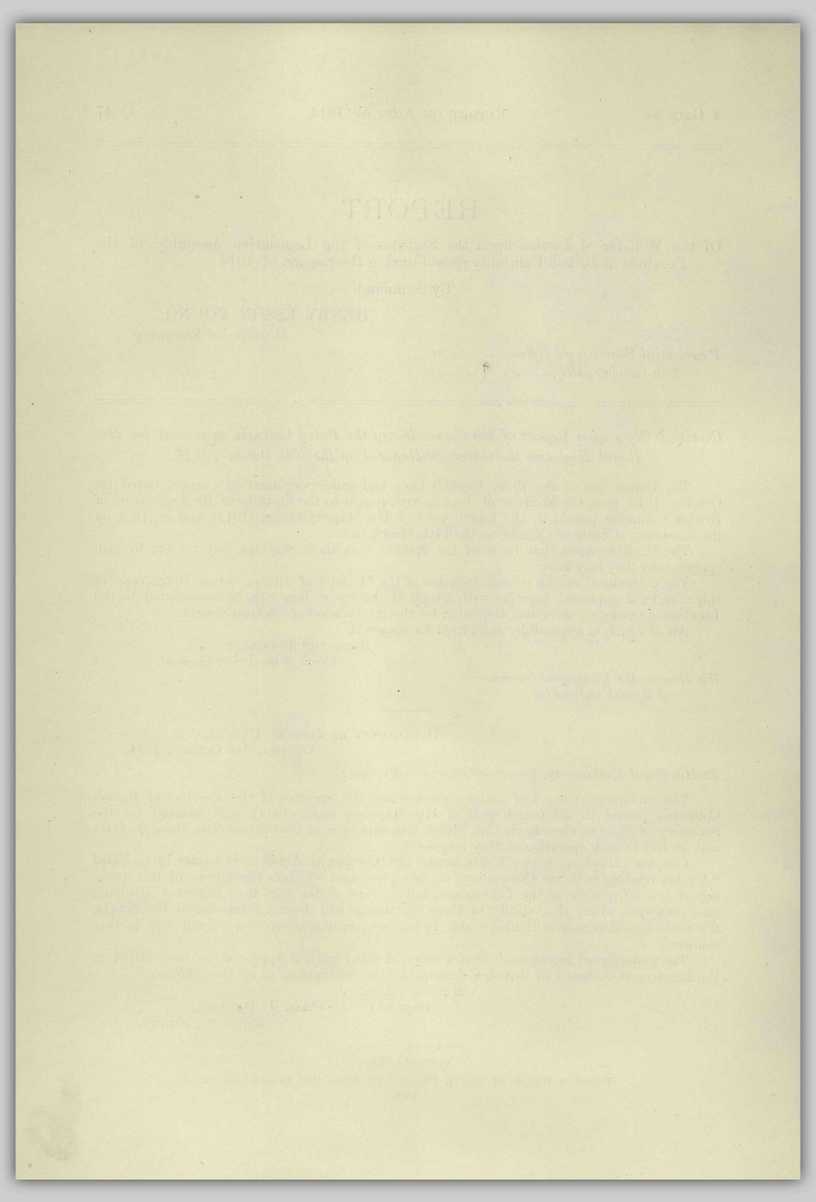# REPORT

Of the Minister of Justice upon the Statutes of the Legislative Assembly of the Province of British Columbia passed during the Session of 1914.

By command.

HENRY ESSON YOUNG,
*Provincial Secretary.*

*Provincial Secretary's Office,*
*26th January, 1915.*

---

*Certified Copy of a Report of the Committee of the Privy Council, approved by His Royal Highness the Governor-General on the 9th October, 1914.*

The Committee of the Privy Council have had under consideration a report, dated 1st October, 1914, from the Minister of Justice, with regard to the Statutes of the Legislature of British Columbia passed in the fourth year of His Majesty's reign (1914), and received by the Secretary of State of Canada on the 11th March, 1914.

The Minister submits his opinion that these Statutes may be left to such operation as they may have.

The Committee, on the recommendation of the Minister of Justice, advise that a copy of this minute, if approved, together with a copy of the report hereto, be communicated to the Lieutenant-Governor of British Columbia for the information of his Government.

All of which is respectfully submitted for approval.

RODOLPHE BOUDREAU,
*Clerk of the Privy Council.*

*His Honour the Lieutenant-Governor of British Columbia.*

---

DEPARTMENT OF JUSTICE, CANADA,
OTTAWA, 1st October, 1914.

*To His Royal Highness the Governor-General in Council:*

The undersigned has had under consideration the statutes of the Province of British Columbia passed in the fourth year of His Majesty's reign (1914), and received by the Secretary of State of Canada on the 11th March, 1914, and is of the opinion that these statutes may be left to such operation as they may have.

Chapter 18, intituled "An Act to amend the ..." and Chapter 19, intituled "An Act relating to ..." ... the Legislature ... the validity of these enactments ... may be ...

The undersigned recommends that a copy of this report, if approved, be transmitted to the Lieutenant-Governor of British Columbia for the information of his Government.

Respectfully submitted,

(Signed) CHAS. J. DOHERTY,
*Minister of Justice.*

---

VICTORIA, B.C.:
Printed by WILLIAM H. CULLIN, Printer to the King's Most Excellent Majesty.
1915.